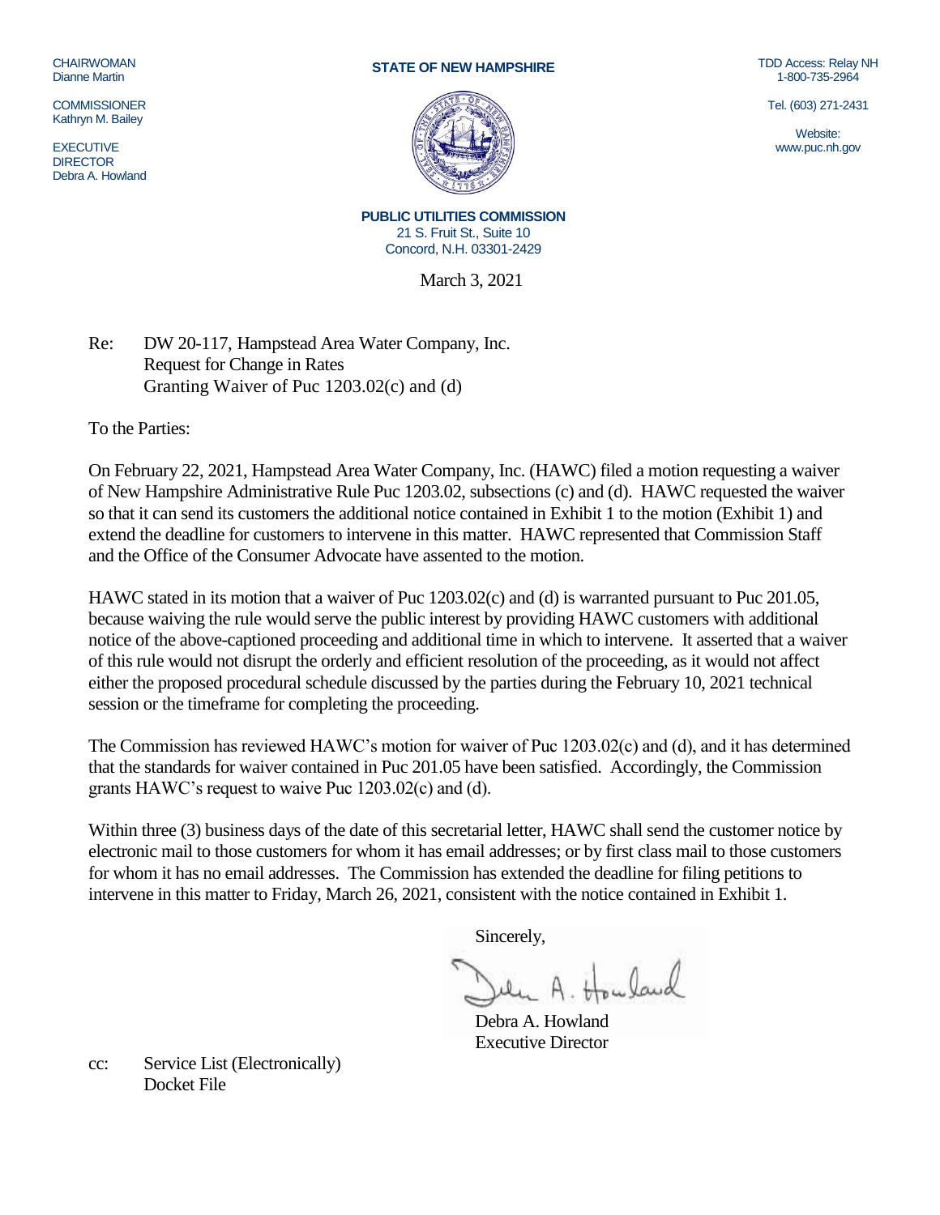CHAIRWOMAN
Dianne Martin

COMMISSIONER
Kathryn M. Bailey

EXECUTIVE
DIRECTOR
Debra A. Howland

**STATE OF NEW HAMPSHIRE**

TDD Access: Relay NH
1-800-735-2964

Tel. (603) 271-2431

Website:
www.puc.nh.gov

**PUBLIC UTILITIES COMMISSION**
21 S. Fruit St., Suite 10
Concord, N.H. 03301-2429

March 3, 2021

Re: DW 20-117, Hampstead Area Water Company, Inc.
Request for Change in Rates
Granting Waiver of Puc 1203.02(c) and (d)

To the Parties:

On February 22, 2021, Hampstead Area Water Company, Inc. (HAWC) filed a motion requesting a waiver of New Hampshire Administrative Rule Puc 1203.02, subsections (c) and (d). HAWC requested the waiver so that it can send its customers the additional notice contained in Exhibit 1 to the motion (Exhibit 1) and extend the deadline for customers to intervene in this matter. HAWC represented that Commission Staff and the Office of the Consumer Advocate have assented to the motion.

HAWC stated in its motion that a waiver of Puc 1203.02(c) and (d) is warranted pursuant to Puc 201.05, because waiving the rule would serve the public interest by providing HAWC customers with additional notice of the above-captioned proceeding and additional time in which to intervene. It asserted that a waiver of this rule would not disrupt the orderly and efficient resolution of the proceeding, as it would not affect either the proposed procedural schedule discussed by the parties during the February 10, 2021 technical session or the timeframe for completing the proceeding.

The Commission has reviewed HAWC's motion for waiver of Puc 1203.02(c) and (d), and it has determined that the standards for waiver contained in Puc 201.05 have been satisfied. Accordingly, the Commission grants HAWC's request to waive Puc 1203.02(c) and (d).

Within three (3) business days of the date of this secretarial letter, HAWC shall send the customer notice by electronic mail to those customers for whom it has email addresses; or by first class mail to those customers for whom it has no email addresses. The Commission has extended the deadline for filing petitions to intervene in this matter to Friday, March 26, 2021, consistent with the notice contained in Exhibit 1.

Sincerely,

Debra A. Howland
Executive Director

cc: Service List (Electronically)
Docket File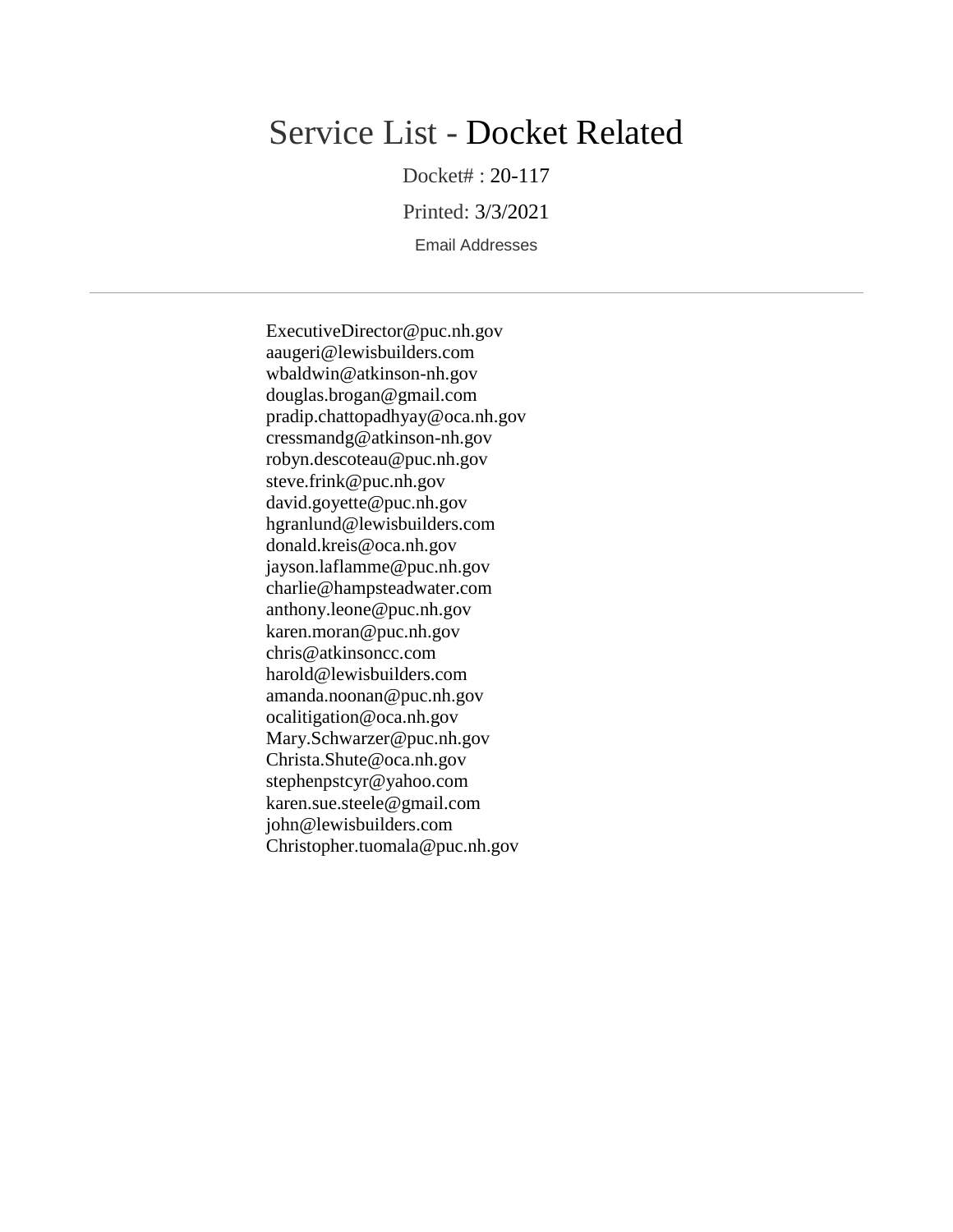# Service List - Docket Related

Docket# : 20-117

Printed: 3/3/2021

Email Addresses

---

ExecutiveDirector@puc.nh.gov
aaugeri@lewisbuilders.com
wbaldwin@atkinson-nh.gov
douglas.brogan@gmail.com
pradip.chattopadhyay@oca.nh.gov
cressmandg@atkinson-nh.gov
robyn.descoteau@puc.nh.gov
steve.frink@puc.nh.gov
david.goyette@puc.nh.gov
hgranlund@lewisbuilders.com
donald.kreis@oca.nh.gov
jayson.laflamme@puc.nh.gov
charlie@hampsteadwater.com
anthony.leone@puc.nh.gov
karen.moran@puc.nh.gov
chris@atkinsoncc.com
harold@lewisbuilders.com
amanda.noonan@puc.nh.gov
ocalitigation@oca.nh.gov
Mary.Schwarzer@puc.nh.gov
Christa.Shute@oca.nh.gov
stephenpstcyr@yahoo.com
karen.sue.steele@gmail.com
john@lewisbuilders.com
Christopher.tuomala@puc.nh.gov